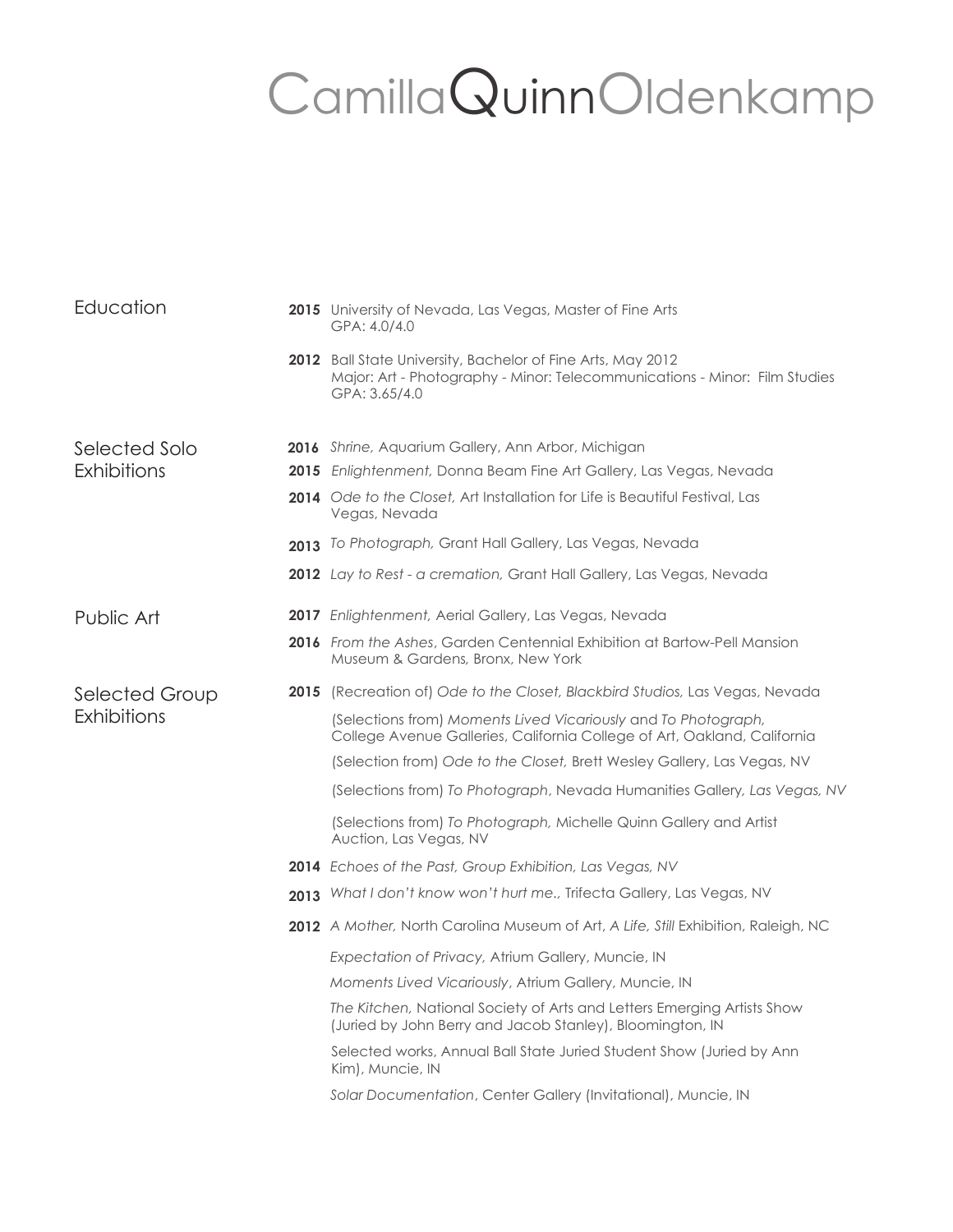# CamillaQuinnOldenkamp

## Education

**2015** University of Nevada, Las Vegas, Master of Fine Arts
GPA: 4.0/4.0

**2012** Ball State University, Bachelor of Fine Arts, May 2012
Major: Art - Photography - Minor: Telecommunications - Minor: Film Studies
GPA: 3.65/4.0

## Selected Solo Exhibitions

**2016** *Shrine,* Aquarium Gallery, Ann Arbor, Michigan

**2015** *Enlightenment,* Donna Beam Fine Art Gallery, Las Vegas, Nevada

**2014** *Ode to the Closet,* Art Installation for Life is Beautiful Festival, Las Vegas, Nevada

**2013** *To Photograph,* Grant Hall Gallery, Las Vegas, Nevada

**2012** *Lay to Rest - a cremation,* Grant Hall Gallery, Las Vegas, Nevada

## Public Art

**2017** *Enlightenment,* Aerial Gallery, Las Vegas, Nevada

**2016** *From the Ashes*, Garden Centennial Exhibition at Bartow-Pell Mansion Museum & Gardens, Bronx, New York

## Selected Group Exhibitions

**2015** (Recreation of) *Ode to the Closet, Blackbird Studios,* Las Vegas, Nevada

(Selections from) *Moments Lived Vicariously* and *To Photograph,* College Avenue Galleries, California College of Art, Oakland, California

(Selection from) *Ode to the Closet,* Brett Wesley Gallery, Las Vegas, NV

(Selections from) *To Photograph*, Nevada Humanities Gallery*, Las Vegas, NV*

(Selections from) *To Photograph,* Michelle Quinn Gallery and Artist Auction, Las Vegas, NV

**2014** *Echoes of the Past, Group Exhibition, Las Vegas, NV*

**2013** *What I don't know won't hurt me.,* Trifecta Gallery, Las Vegas, NV

**2012** *A Mother,* North Carolina Museum of Art, *A Life, Still* Exhibition, Raleigh, NC

*Expectation of Privacy,* Atrium Gallery, Muncie, IN

*Moments Lived Vicariously*, Atrium Gallery, Muncie, IN

*The Kitchen,* National Society of Arts and Letters Emerging Artists Show (Juried by John Berry and Jacob Stanley), Bloomington, IN

Selected works, Annual Ball State Juried Student Show (Juried by Ann Kim), Muncie, IN

*Solar Documentation*, Center Gallery (Invitational), Muncie, IN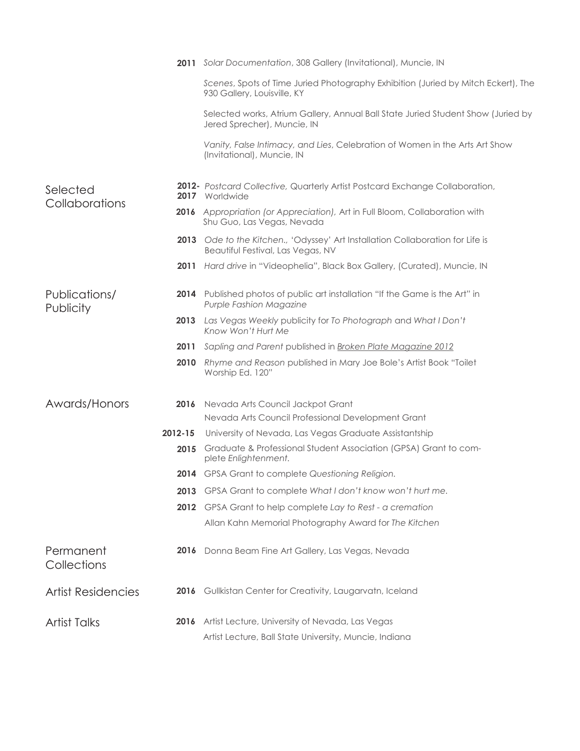**2011** *Solar Documentation*, 308 Gallery (Invitational), Muncie, IN

*Scenes*, Spots of Time Juried Photography Exhibition (Juried by Mitch Eckert), The 930 Gallery, Louisville, KY

Selected works, Atrium Gallery, Annual Ball State Juried Student Show (Juried by Jered Sprecher), Muncie, IN

*Vanity, False Intimacy, and Lies*, Celebration of Women in the Arts Art Show (Invitational), Muncie, IN

## Selected Collaborations

**2012-2017** *Postcard Collective,* Quarterly Artist Postcard Exchange Collaboration, Worldwide

**2016** *Appropriation (or Appreciation),* Art in Full Bloom, Collaboration with Shu Guo, Las Vegas, Nevada

**2013** *Ode to the Kitchen.,* 'Odyssey' Art Installation Collaboration for Life is Beautiful Festival, Las Vegas, NV

**2011** *Hard drive* in "Videophelia", Black Box Gallery, (Curated), Muncie, IN

## Publications/ Publicity

**2014** Published photos of public art installation "If the Game is the Art" in *Purple Fashion Magazine*

**2013** *Las Vegas Weekly* publicity for *To Photograph* and *What I Don't Know Won't Hurt Me*

**2011** *Sapling and Parent* published in *Broken Plate Magazine 2012*

**2010** *Rhyme and Reason* published in Mary Joe Bole's Artist Book "Toilet Worship Ed. 120"

## Awards/Honors

**2016** Nevada Arts Council Jackpot Grant

Nevada Arts Council Professional Development Grant

**2012-15** University of Nevada, Las Vegas Graduate Assistantship

**2015** Graduate & Professional Student Association (GPSA) Grant to complete *Enlightenment.*

**2014** GPSA Grant to complete *Questioning Religion.*

**2013** GPSA Grant to complete *What I don't know won't hurt me.*

**2012** GPSA Grant to help complete *Lay to Rest - a cremation*

Allan Kahn Memorial Photography Award for *The Kitchen*

## Permanent Collections

**2016** Donna Beam Fine Art Gallery, Las Vegas, Nevada

## Artist Residencies

**2016** Gullkistan Center for Creativity, Laugarvatn, Iceland

## Artist Talks

**2016** Artist Lecture, University of Nevada, Las Vegas

Artist Lecture, Ball State University, Muncie, Indiana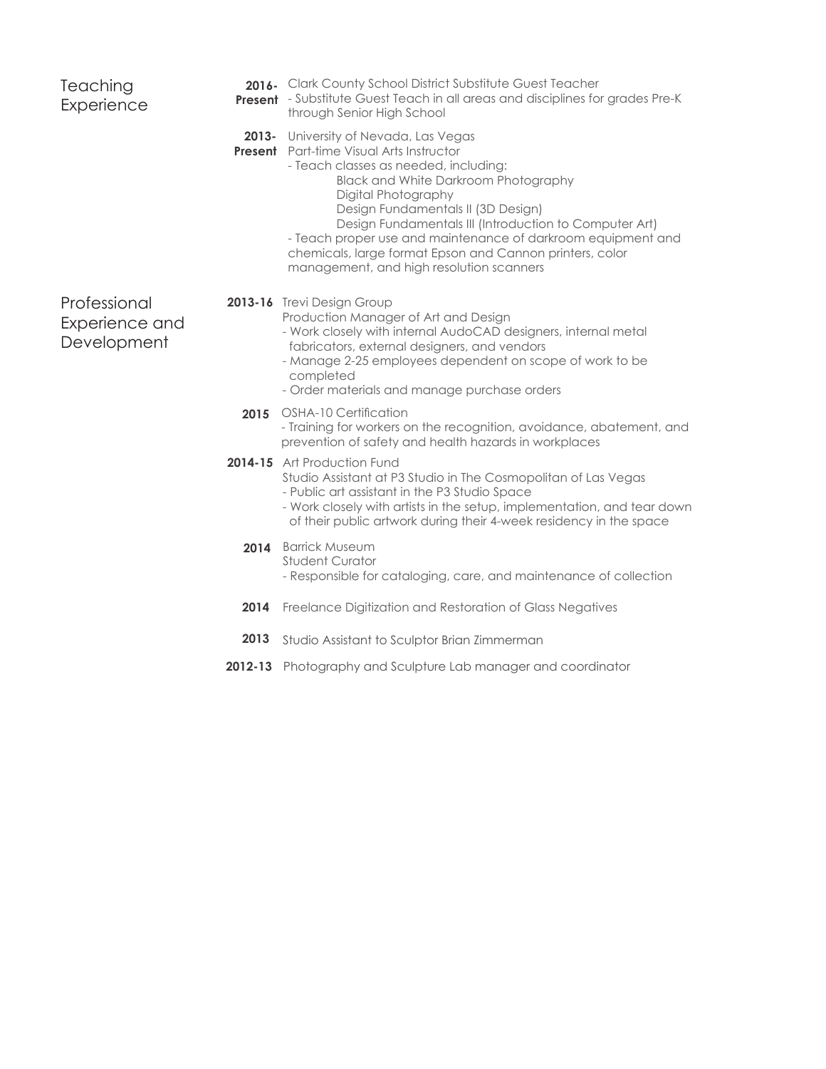## Teaching Experience

**2016-Present** Clark County School District Substitute Guest Teacher
- Substitute Guest Teach in all areas and disciplines for grades Pre-K through Senior High School

**2013-Present** University of Nevada, Las Vegas
Part-time Visual Arts Instructor
- Teach classes as needed, including:
  - Black and White Darkroom Photography
  - Digital Photography
  - Design Fundamentals II (3D Design)
  - Design Fundamentals III (Introduction to Computer Art)
- Teach proper use and maintenance of darkroom equipment and chemicals, large format Epson and Cannon printers, color management, and high resolution scanners

## Professional Experience and Development

**2013-16** Trevi Design Group
Production Manager of Art and Design
- Work closely with internal AudoCAD designers, internal metal fabricators, external designers, and vendors
- Manage 2-25 employees dependent on scope of work to be completed
- Order materials and manage purchase orders

**2015** OSHA-10 Certification
- Training for workers on the recognition, avoidance, abatement, and prevention of safety and health hazards in workplaces

**2014-15** Art Production Fund
Studio Assistant at P3 Studio in The Cosmopolitan of Las Vegas
- Public art assistant in the P3 Studio Space
- Work closely with artists in the setup, implementation, and tear down of their public artwork during their 4-week residency in the space

**2014** Barrick Museum
Student Curator
- Responsible for cataloging, care, and maintenance of collection

**2014** Freelance Digitization and Restoration of Glass Negatives

**2013** Studio Assistant to Sculptor Brian Zimmerman

**2012-13** Photography and Sculpture Lab manager and coordinator